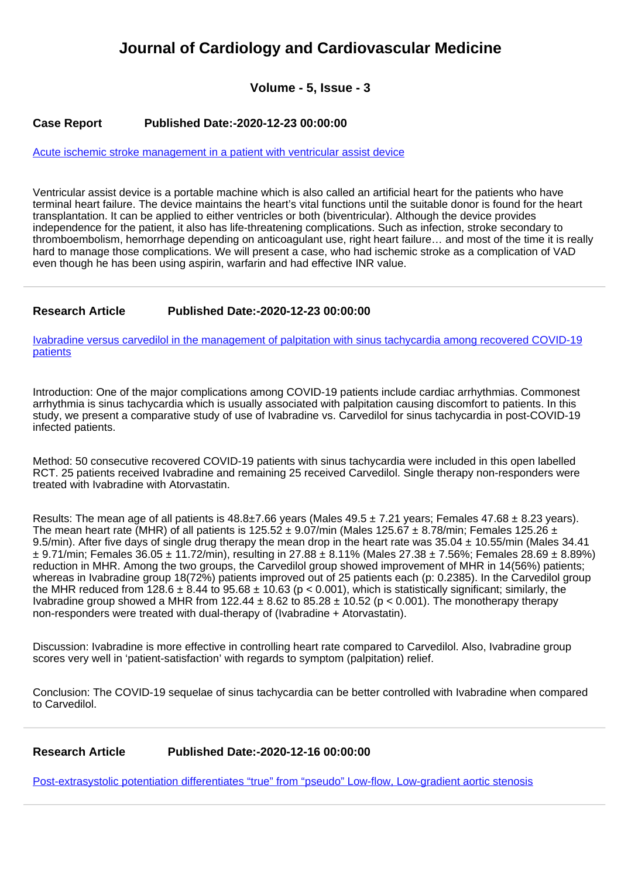# Journal of Cardiology and Cardiovascular Medicine

### Volume - 5, Issue - 3

**Case Report** **Published Date:-2020-12-23 00:00:00**

Acute ischemic stroke management in a patient with ventricular assist device

Ventricular assist device is a portable machine which is also called an artificial heart for the patients who have terminal heart failure. The device maintains the heart's vital functions until the suitable donor is found for the heart transplantation. It can be applied to either ventricles or both (biventricular). Although the device provides independence for the patient, it also has life-threatening complications. Such as infection, stroke secondary to thromboembolism, hemorrhage depending on anticoagulant use, right heart failure… and most of the time it is really hard to manage those complications. We will present a case, who had ischemic stroke as a complication of VAD even though he has been using aspirin, warfarin and had effective INR value.

---

**Research Article** **Published Date:-2020-12-23 00:00:00**

Ivabradine versus carvedilol in the management of palpitation with sinus tachycardia among recovered COVID-19 patients

Introduction: One of the major complications among COVID-19 patients include cardiac arrhythmias. Commonest arrhythmia is sinus tachycardia which is usually associated with palpitation causing discomfort to patients. In this study, we present a comparative study of use of Ivabradine vs. Carvedilol for sinus tachycardia in post-COVID-19 infected patients.

Method: 50 consecutive recovered COVID-19 patients with sinus tachycardia were included in this open labelled RCT. 25 patients received Ivabradine and remaining 25 received Carvedilol. Single therapy non-responders were treated with Ivabradine with Atorvastatin.

Results: The mean age of all patients is 48.8±7.66 years (Males 49.5 ± 7.21 years; Females 47.68 ± 8.23 years). The mean heart rate (MHR) of all patients is 125.52 ± 9.07/min (Males 125.67 ± 8.78/min; Females 125.26 ± 9.5/min). After five days of single drug therapy the mean drop in the heart rate was 35.04 ± 10.55/min (Males 34.41 ± 9.71/min; Females 36.05 ± 11.72/min), resulting in 27.88 ± 8.11% (Males 27.38 ± 7.56%; Females 28.69 ± 8.89%) reduction in MHR. Among the two groups, the Carvedilol group showed improvement of MHR in 14(56%) patients; whereas in Ivabradine group 18(72%) patients improved out of 25 patients each (p: 0.2385). In the Carvedilol group the MHR reduced from 128.6 ± 8.44 to 95.68 ± 10.63 ($p < 0.001$), which is statistically significant; similarly, the Ivabradine group showed a MHR from 122.44 ± 8.62 to 85.28 ± 10.52 ($p < 0.001$). The monotherapy therapy non-responders were treated with dual-therapy of (Ivabradine + Atorvastatin).

Discussion: Ivabradine is more effective in controlling heart rate compared to Carvedilol. Also, Ivabradine group scores very well in 'patient-satisfaction' with regards to symptom (palpitation) relief.

Conclusion: The COVID-19 sequelae of sinus tachycardia can be better controlled with Ivabradine when compared to Carvedilol.

---

**Research Article** **Published Date:-2020-12-16 00:00:00**

Post-extrasystolic potentiation differentiates "true" from "pseudo" Low-flow, Low-gradient aortic stenosis

---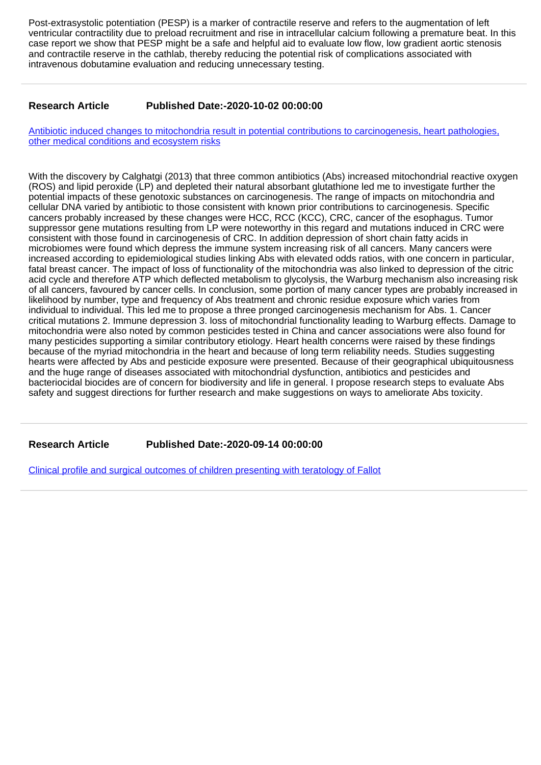Post-extrasystolic potentiation (PESP) is a marker of contractile reserve and refers to the augmentation of left ventricular contractility due to preload recruitment and rise in intracellular calcium following a premature beat. In this case report we show that PESP might be a safe and helpful aid to evaluate low flow, low gradient aortic stenosis and contractile reserve in the cathlab, thereby reducing the potential risk of complications associated with intravenous dobutamine evaluation and reducing unnecessary testing.

---

**Research Article** **Published Date:-2020-10-02 00:00:00**

Antibiotic induced changes to mitochondria result in potential contributions to carcinogenesis, heart pathologies, other medical conditions and ecosystem risks

With the discovery by Calghatgi (2013) that three common antibiotics (Abs) increased mitochondrial reactive oxygen (ROS) and lipid peroxide (LP) and depleted their natural absorbant glutathione led me to investigate further the potential impacts of these genotoxic substances on carcinogenesis. The range of impacts on mitochondria and cellular DNA varied by antibiotic to those consistent with known prior contributions to carcinogenesis. Specific cancers probably increased by these changes were HCC, RCC (KCC), CRC, cancer of the esophagus. Tumor suppressor gene mutations resulting from LP were noteworthy in this regard and mutations induced in CRC were consistent with those found in carcinogenesis of CRC. In addition depression of short chain fatty acids in microbiomes were found which depress the immune system increasing risk of all cancers. Many cancers were increased according to epidemiological studies linking Abs with elevated odds ratios, with one concern in particular, fatal breast cancer. The impact of loss of functionality of the mitochondria was also linked to depression of the citric acid cycle and therefore ATP which deflected metabolism to glycolysis, the Warburg mechanism also increasing risk of all cancers, favoured by cancer cells. In conclusion, some portion of many cancer types are probably increased in likelihood by number, type and frequency of Abs treatment and chronic residue exposure which varies from individual to individual. This led me to propose a three pronged carcinogenesis mechanism for Abs. 1. Cancer critical mutations 2. Immune depression 3. loss of mitochondrial functionality leading to Warburg effects. Damage to mitochondria were also noted by common pesticides tested in China and cancer associations were also found for many pesticides supporting a similar contributory etiology. Heart health concerns were raised by these findings because of the myriad mitochondria in the heart and because of long term reliability needs. Studies suggesting hearts were affected by Abs and pesticide exposure were presented. Because of their geographical ubiquitousness and the huge range of diseases associated with mitochondrial dysfunction, antibiotics and pesticides and bacteriocidal biocides are of concern for biodiversity and life in general. I propose research steps to evaluate Abs safety and suggest directions for further research and make suggestions on ways to ameliorate Abs toxicity.

---

**Research Article** **Published Date:-2020-09-14 00:00:00**

Clinical profile and surgical outcomes of children presenting with teratology of Fallot

---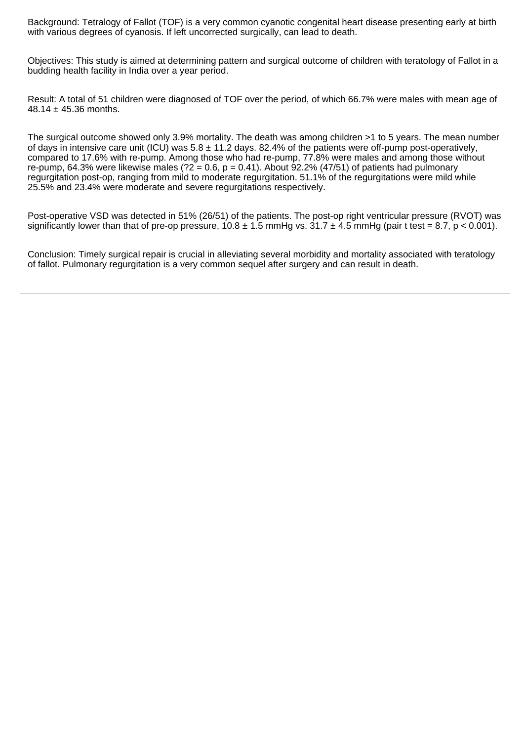Background: Tetralogy of Fallot (TOF) is a very common cyanotic congenital heart disease presenting early at birth with various degrees of cyanosis. If left uncorrected surgically, can lead to death.

Objectives: This study is aimed at determining pattern and surgical outcome of children with teratology of Fallot in a budding health facility in India over a year period.

Result: A total of 51 children were diagnosed of TOF over the period, of which 66.7% were males with mean age of 48.14 ± 45.36 months.

The surgical outcome showed only 3.9% mortality. The death was among children >1 to 5 years. The mean number of days in intensive care unit (ICU) was 5.8 ± 11.2 days. 82.4% of the patients were off-pump post-operatively, compared to 17.6% with re-pump. Among those who had re-pump, 77.8% were males and among those without re-pump, 64.3% were likewise males (?2 = 0.6, $p = 0.41$). About 92.2% (47/51) of patients had pulmonary regurgitation post-op, ranging from mild to moderate regurgitation. 51.1% of the regurgitations were mild while 25.5% and 23.4% were moderate and severe regurgitations respectively.

Post-operative VSD was detected in 51% (26/51) of the patients. The post-op right ventricular pressure (RVOT) was significantly lower than that of pre-op pressure, 10.8 ± 1.5 mmHg vs. 31.7 ± 4.5 mmHg (pair t test = 8.7, $p < 0.001$).

Conclusion: Timely surgical repair is crucial in alleviating several morbidity and mortality associated with teratology of fallot. Pulmonary regurgitation is a very common sequel after surgery and can result in death.